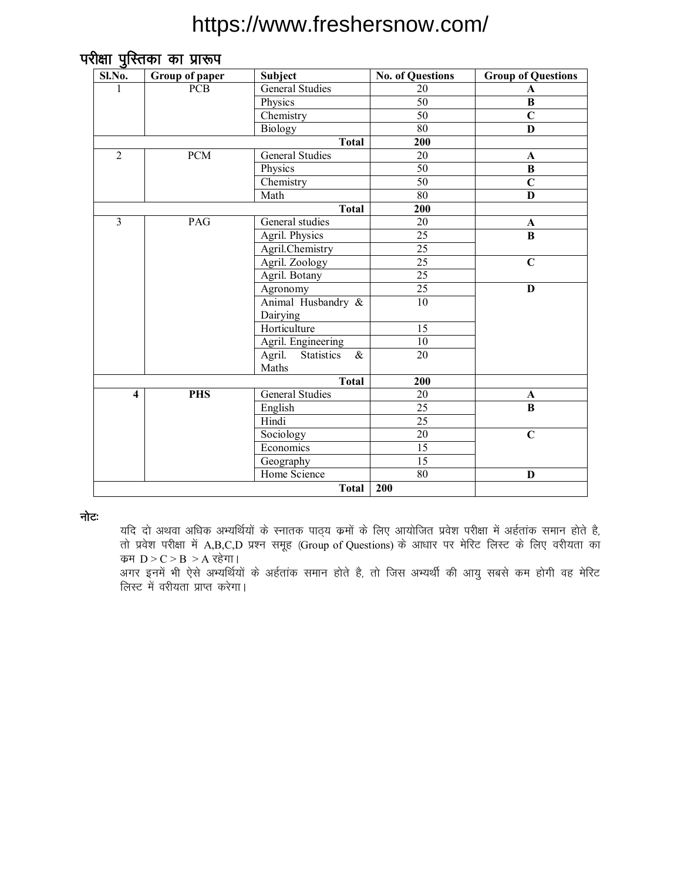## परीक्षा पुस्तिका का प्रारूप

| Sl.No. | Group of paper | Subject | No. of Questions | Group of Questions |
|---|---|---|---|---|
| 1 | PCB | General Studies | 20 | **A** |
| | | Physics | 50 | **B** |
| | | Chemistry | 50 | **C** |
| | | Biology | 80 | **D** |
| | | **Total** | **200** | |
| 2 | PCM | General Studies | 20 | **A** |
| | | Physics | 50 | **B** |
| | | Chemistry | 50 | **C** |
| | | Math | 80 | **D** |
| | | **Total** | **200** | |
| 3 | PAG | General studies | 20 | **A** |
| | | Agril. Physics | 25 | **B** |
| | | Agril.Chemistry | 25 | |
| | | Agril. Zoology | 25 | **C** |
| | | Agril. Botany | 25 | |
| | | Agronomy | 25 | **D** |
| | | Animal Husbandry & Dairying | 10 | |
| | | Horticulture | 15 | |
| | | Agril. Engineering | 10 | |
| | | Agril. Statistics & Maths | 20 | |
| | | **Total** | **200** | |
| **4** | **PHS** | General Studies | 20 | **A** |
| | | English | 25 | **B** |
| | | Hindi | 25 | |
| | | Sociology | 20 | **C** |
| | | Economics | 15 | |
| | | Geography | 15 | |
| | | Home Science | 80 | **D** |
| | | **Total** | **200** | |

**नोटः**

यदि दो अथवा अधिक अभ्यर्थियों के स्नातक पाठ्य क्रमों के लिए आयोजित प्रवेश परीक्षा में अर्हतांक समान होते है, तो प्रवेश परीक्षा में A,B,C,D प्रश्न समूह (Group of Questions) के आधार पर मेरिट लिस्ट के लिए वरीयता का क्रम D > C > B > A रहेगा।

अगर इनमें भी ऐसे अभ्यर्थियों के अर्हतांक समान होते है, तो जिस अभ्यर्थी की आयु सबसे कम होगी वह मेरिट लिस्ट में वरीयता प्राप्त करेगा।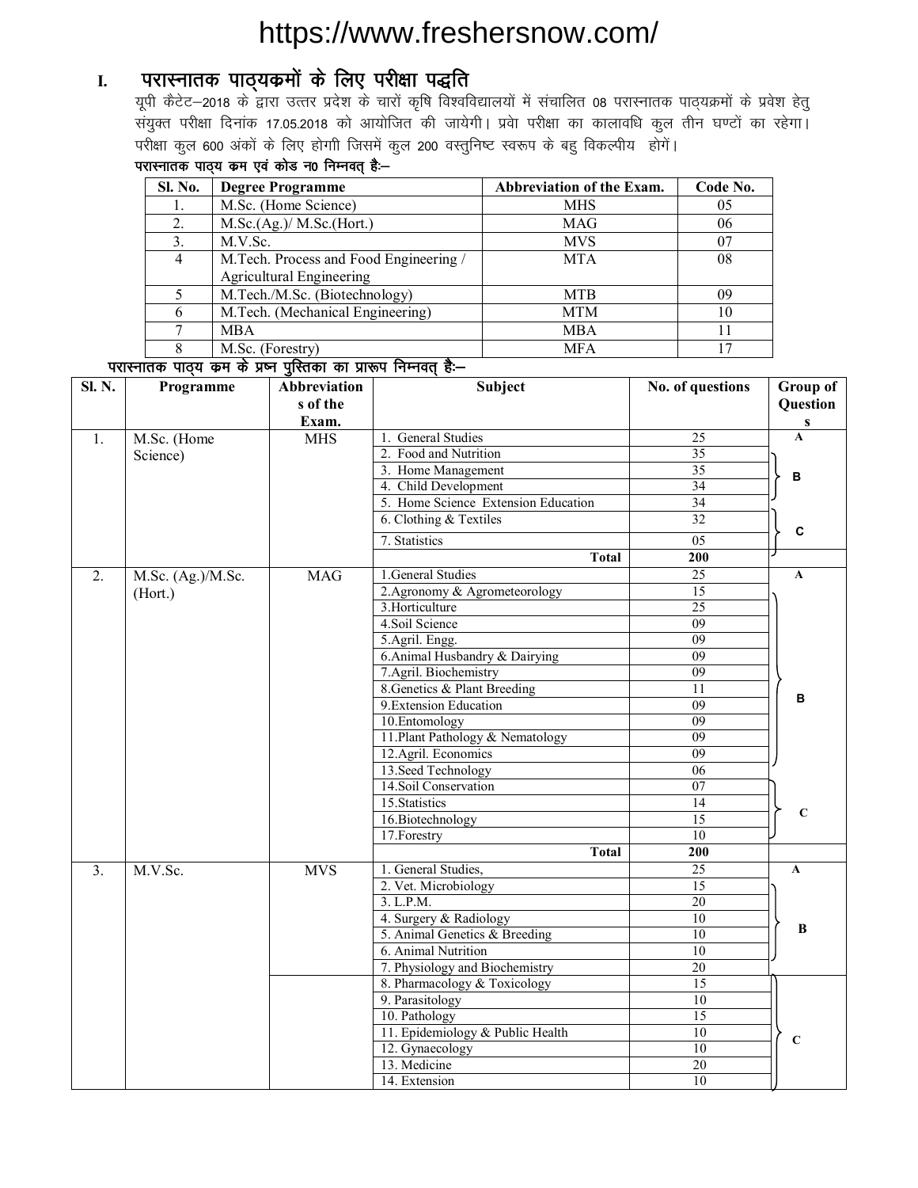## I. परास्नातक पाठ्यक्रमों के लिए परीक्षा पद्धति

यूपी कैटेट–2018 के द्वारा उत्तर प्रदेश के चारों कृषि विश्वविद्यालयों में संचालित 08 परास्नातक पाठ्यक्रमों के प्रवेश हेतु संयुक्त परीक्षा दिनांक 17.05.2018 को आयोजित की जायेगी। प्रवेश परीक्षा का कालावधि कुल तीन घण्टों का रहेगा। परीक्षा कुल 600 अंकों के लिए होगी जिसमें कुल 200 वस्तुनिष्ट स्वरूप के बहु विकल्पीय होगें।

**परास्नातक पाठ्य कम एवं कोड न0 निम्नवत् है:–**

| Sl. No. | Degree Programme | Abbreviation of the Exam. | Code No. |
|---|---|---|---|
| 1. | M.Sc. (Home Science) | MHS | 05 |
| 2. | M.Sc.(Ag.)/ M.Sc.(Hort.) | MAG | 06 |
| 3. | M.V.Sc. | MVS | 07 |
| 4 | M.Tech. Process and Food Engineering / Agricultural Engineering | MTA | 08 |
| 5 | M.Tech./M.Sc. (Biotechnology) | MTB | 09 |
| 6 | M.Tech. (Mechanical Engineering) | MTM | 10 |
| 7 | MBA | MBA | 11 |
| 8 | M.Sc. (Forestry) | MFA | 17 |

**परास्नातक पाठ्य कम के प्रश्न पुस्तिका का प्रारूप निम्नवत् है:–**

| Sl. N. | Programme | Abbreviations of the Exam. | Subject | No. of questions | Group of Questions |
|---|---|---|---|---|---|
| 1. | M.Sc. (Home Science) | MHS | 1. General Studies | 25 | A |
| | | | 2. Food and Nutrition | 35 | B |
| | | | 3. Home Management | 35 | B |
| | | | 4. Child Development | 34 | B |
| | | | 5. Home Science Extension Education | 34 | |
| | | | 6. Clothing & Textiles | 32 | C |
| | | | 7. Statistics | 05 | C |
| | | | **Total** | **200** | |
| 2. | M.Sc. (Ag.)/M.Sc. (Hort.) | MAG | 1.General Studies | 25 | A |
| | | | 2.Agronomy & Agrometeorology | 15 | |
| | | | 3.Horticulture | 25 | B |
| | | | 4.Soil Science | 09 | B |
| | | | 5.Agril. Engg. | 09 | B |
| | | | 6.Animal Husbandry & Dairying | 09 | B |
| | | | 7.Agril. Biochemistry | 09 | B |
| | | | 8.Genetics & Plant Breeding | 11 | B |
| | | | 9.Extension Education | 09 | B |
| | | | 10.Entomology | 09 | B |
| | | | 11.Plant Pathology & Nematology | 09 | B |
| | | | 12.Agril. Economics | 09 | B |
| | | | 13.Seed Technology | 06 | |
| | | | 14.Soil Conservation | 07 | C |
| | | | 15.Statistics | 14 | C |
| | | | 16.Biotechnology | 15 | C |
| | | | 17.Forestry | 10 | C |
| | | | **Total** | **200** | |
| 3. | M.V.Sc. | MVS | 1. General Studies, | 25 | A |
| | | | 2. Vet. Microbiology | 15 | |
| | | | 3. L.P.M. | 20 | B |
| | | | 4. Surgery & Radiology | 10 | B |
| | | | 5. Animal Genetics & Breeding | 10 | B |
| | | | 6. Animal Nutrition | 10 | B |
| | | | 7. Physiology and Biochemistry | 20 | B |
| | | | 8. Pharmacology & Toxicology | 15 | C |
| | | | 9. Parasitology | 10 | C |
| | | | 10. Pathology | 15 | C |
| | | | 11. Epidemiology & Public Health | 10 | C |
| | | | 12. Gynaecology | 10 | C |
| | | | 13. Medicine | 20 | C |
| | | | 14. Extension | 10 | C |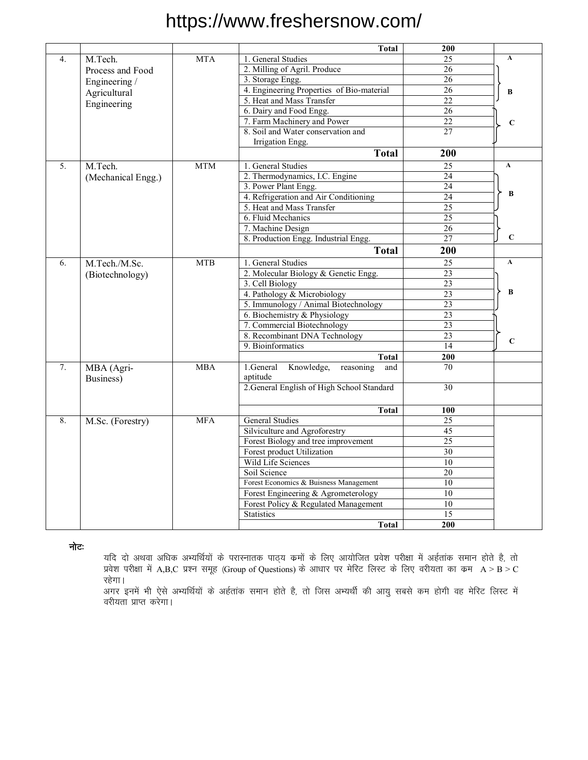| | | | Total | 200 | |
|---|---|---|---|---|---|
| 4. | M.Tech. Process and Food Engineering / Agricultural Engineering | MTA | 1. General Studies | 25 | A |
| | | | 2. Milling of Agril. Produce | 26 | B |
| | | | 3. Storage Engg. | 26 | B |
| | | | 4. Engineering Properties of Bio-material | 26 | B |
| | | | 5. Heat and Mass Transfer | 22 | B |
| | | | 6. Dairy and Food Engg. | 26 | C |
| | | | 7. Farm Machinery and Power | 22 | C |
| | | | 8. Soil and Water conservation and Irrigation Engg. | 27 | C |
| | | | **Total** | **200** | |
| 5. | M.Tech. (Mechanical Engg.) | MTM | 1. General Studies | 25 | A |
| | | | 2. Thermodynamics, I.C. Engine | 24 | B |
| | | | 3. Power Plant Engg. | 24 | B |
| | | | 4. Refrigeration and Air Conditioning | 24 | B |
| | | | 5. Heat and Mass Transfer | 25 | B |
| | | | 6. Fluid Mechanics | 25 | C |
| | | | 7. Machine Design | 26 | C |
| | | | 8. Production Engg. Industrial Engg. | 27 | C |
| | | | **Total** | **200** | |
| 6. | M.Tech./M.Sc. (Biotechnology) | MTB | 1. General Studies | 25 | A |
| | | | 2. Molecular Biology & Genetic Engg. | 23 | B |
| | | | 3. Cell Biology | 23 | B |
| | | | 4. Pathology & Microbiology | 23 | B |
| | | | 5. Immunology / Animal Biotechnology | 23 | B |
| | | | 6. Biochemistry & Physiology | 23 | C |
| | | | 7. Commercial Biotechnology | 23 | C |
| | | | 8. Recombinant DNA Technology | 23 | C |
| | | | 9. Bioinformatics | 14 | C |
| | | | **Total** | **200** | |
| 7. | MBA (Agri-Business) | MBA | 1.General Knowledge, reasoning and aptitude | 70 | |
| | | | 2.General English of High School Standard | 30 | |
| | | | **Total** | **100** | |
| 8. | M.Sc. (Forestry) | MFA | General Studies | 25 | |
| | | | Silviculture and Agroforestry | 45 | |
| | | | Forest Biology and tree improvement | 25 | |
| | | | Forest product Utilization | 30 | |
| | | | Wild Life Sciences | 10 | |
| | | | Soil Science | 20 | |
| | | | Forest Economics & Buisness Management | 10 | |
| | | | Forest Engineering & Agrometerology | 10 | |
| | | | Forest Policy & Regulated Management | 10 | |
| | | | Statistics | 15 | |
| | | | **Total** | **200** | |

**नोटः**

यदि दो अथवा अधिक अभ्यर्थियों के परास्नातक पाठ्य क्रमों के लिए आयोजित प्रवेश परीक्षा में अर्हतांक समान होते है, तो प्रवेश परीक्षा में A,B,C प्रश्न समूह (Group of Questions) के आधार पर मेरिट लिस्ट के लिए वरीयता का क्रम A > B > C रहेगा।

अगर इनमें भी ऐसे अभ्यर्थियों के अर्हतांक समान होते है, तो जिस अभ्यर्थी की आयु सबसे कम होगी वह मेरिट लिस्ट में वरीयता प्राप्त करेगा।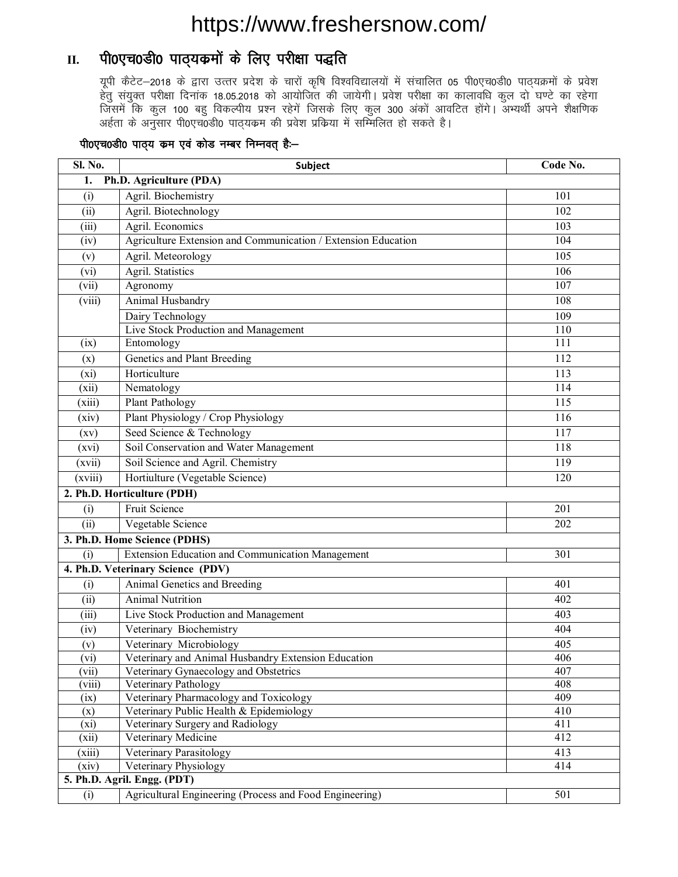## II. पी0एच0डी0 पाठ्यक्रमों के लिए परीक्षा पद्धति

यूपी कैटेट–2018 के द्वारा उत्तर प्रदेश के चारों कृषि विश्वविद्यालयों में संचालित 05 पी0एच0डी0 पाठ्यक्रमों के प्रवेश हेतु संयुक्त परीक्षा दिनांक 18.05.2018 को आयोजित की जायेगी। प्रवेश परीक्षा का कालावधि कुल दो घण्टे का रहेगा जिसमें कि कुल 100 बहु विकल्पीय प्रश्न रहेगें जिसके लिए कुल 300 अंकों आवटित होंगे। अभ्यर्थी अपने शैक्षणिक अर्हता के अनुसार पी0एच0डी0 पाठ्यक्रम की प्रवेश प्रक्रिया में सम्मिलित हो सकते है।

**पी0एच0डी0 पाठ्य क्रम एवं कोड नम्बर निम्नवत् हैः–**

| Sl. No. | Subject | Code No. |
|---|---|---|
| **1.** | **Ph.D. Agriculture (PDA)** | |
| (i) | Agril. Biochemistry | 101 |
| (ii) | Agril. Biotechnology | 102 |
| (iii) | Agril. Economics | 103 |
| (iv) | Agriculture Extension and Communication / Extension Education | 104 |
| (v) | Agril. Meteorology | 105 |
| (vi) | Agril. Statistics | 106 |
| (vii) | Agronomy | 107 |
| (viii) | Animal Husbandry | 108 |
| | Dairy Technology | 109 |
| | Live Stock Production and Management | 110 |
| (ix) | Entomology | 111 |
| (x) | Genetics and Plant Breeding | 112 |
| (xi) | Horticulture | 113 |
| (xii) | Nematology | 114 |
| (xiii) | Plant Pathology | 115 |
| (xiv) | Plant Physiology / Crop Physiology | 116 |
| (xv) | Seed Science & Technology | 117 |
| (xvi) | Soil Conservation and Water Management | 118 |
| (xvii) | Soil Science and Agril. Chemistry | 119 |
| (xviii) | Hortiulture (Vegetable Science) | 120 |
| **2.** | **Ph.D. Horticulture (PDH)** | |
| (i) | Fruit Science | 201 |
| (ii) | Vegetable Science | 202 |
| **3.** | **Ph.D. Home Science (PDHS)** | |
| (i) | Extension Education and Communication Management | 301 |
| **4.** | **Ph.D. Veterinary Science (PDV)** | |
| (i) | Animal Genetics and Breeding | 401 |
| (ii) | Animal Nutrition | 402 |
| (iii) | Live Stock Production and Management | 403 |
| (iv) | Veterinary Biochemistry | 404 |
| (v) | Veterinary Microbiology | 405 |
| (vi) | Veterinary and Animal Husbandry Extension Education | 406 |
| (vii) | Veterinary Gynaecology and Obstetrics | 407 |
| (viii) | Veterinary Pathology | 408 |
| (ix) | Veterinary Pharmacology and Toxicology | 409 |
| (x) | Veterinary Public Health & Epidemiology | 410 |
| (xi) | Veterinary Surgery and Radiology | 411 |
| (xii) | Veterinary Medicine | 412 |
| (xiii) | Veterinary Parasitology | 413 |
| (xiv) | Veterinary Physiology | 414 |
| **5.** | **Ph.D. Agril. Engg. (PDT)** | |
| (i) | Agricultural Engineering (Process and Food Engineering) | 501 |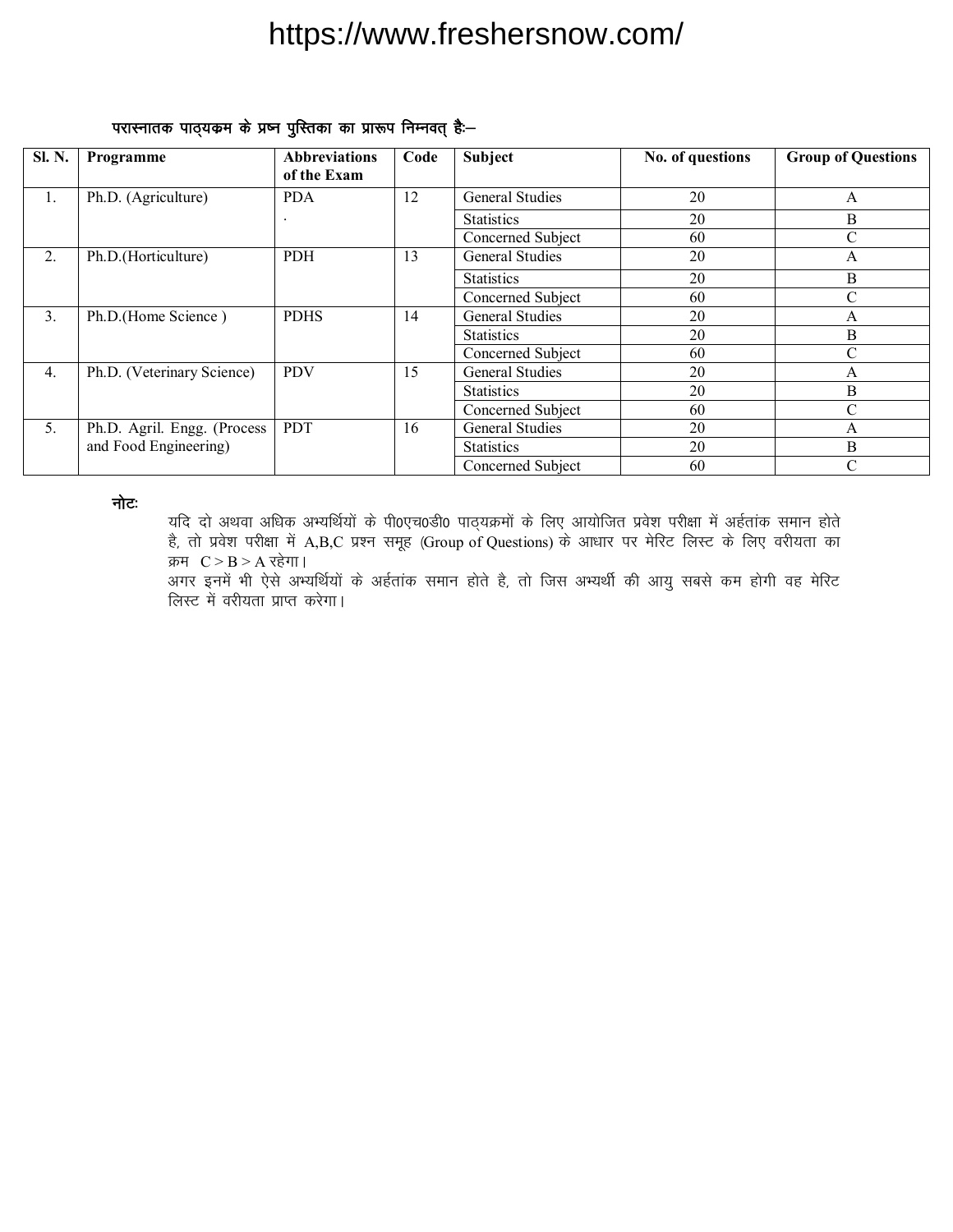परास्नातक पाठ्यक्रम के प्रश्न पुस्तिका का प्रारूप निम्नवत् हैः–

| Sl. N. | Programme | Abbreviations of the Exam | Code | Subject | No. of questions | Group of Questions |
|---|---|---|---|---|---|---|
| 1. | Ph.D. (Agriculture) | PDA | 12 | General Studies | 20 | A |
| | | . | | Statistics | 20 | B |
| | | | | Concerned Subject | 60 | C |
| 2. | Ph.D.(Horticulture) | PDH | 13 | General Studies | 20 | A |
| | | | | Statistics | 20 | B |
| | | | | Concerned Subject | 60 | C |
| 3. | Ph.D.(Home Science ) | PDHS | 14 | General Studies | 20 | A |
| | | | | Statistics | 20 | B |
| | | | | Concerned Subject | 60 | C |
| 4. | Ph.D. (Veterinary Science) | PDV | 15 | General Studies | 20 | A |
| | | | | Statistics | 20 | B |
| | | | | Concerned Subject | 60 | C |
| 5. | Ph.D. Agril. Engg. (Process and Food Engineering) | PDT | 16 | General Studies | 20 | A |
| | | | | Statistics | 20 | B |
| | | | | Concerned Subject | 60 | C |

**नोटः**

यदि दो अथवा अधिक अभ्यर्थियों के पी0एच0डी0 पाठ्यक्रमों के लिए आयोजित प्रवेश परीक्षा में अर्हतांक समान होते है, तो प्रवेश परीक्षा में A,B,C प्रश्न समूह (Group of Questions) के आधार पर मेरिट लिस्ट के लिए वरीयता का क्रम C > B > A रहेगा।

अगर इनमें भी ऐसे अभ्यर्थियों के अर्हतांक समान होते है, तो जिस अभ्यर्थी की आयु सबसे कम होगी वह मेरिट लिस्ट में वरीयता प्राप्त करेगा।